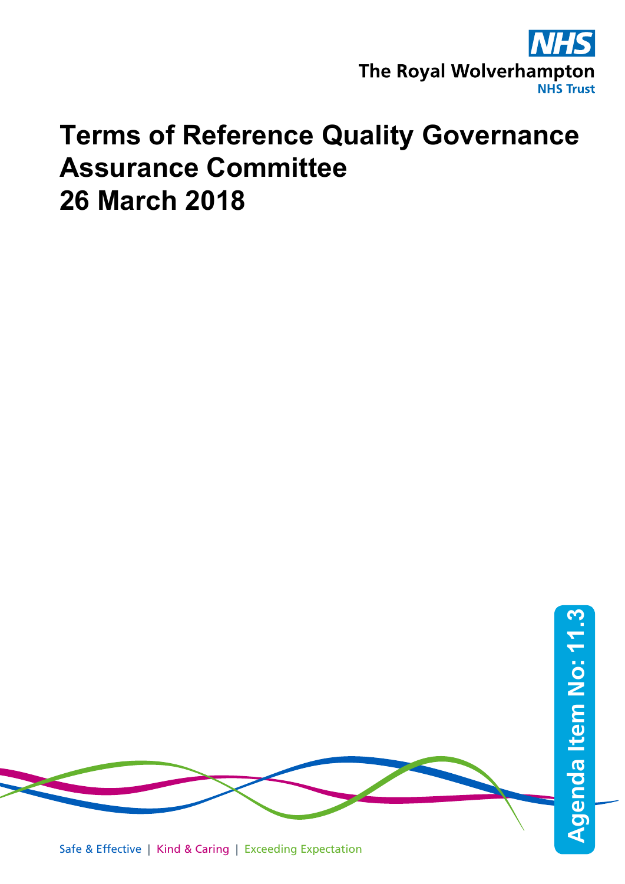The Royal Wolverhampton NHS Trust

# Terms of Reference Quality Governance Assurance Committee 26 March 2018

Agenda Item No: 11.3

Safe & Effective | Kind & Caring | Exceeding Expectation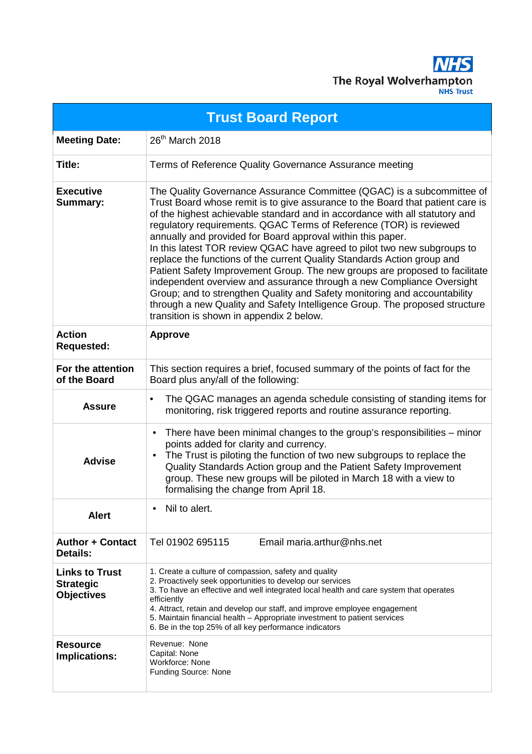NHS

The Royal Wolverhampton NHS Trust

| Trust Board Report | |
|---|---|
| **Meeting Date:** | 26th March 2018 |
| **Title:** | Terms of Reference Quality Governance Assurance meeting |
| **Executive Summary:** | The Quality Governance Assurance Committee (QGAC) is a subcommittee of Trust Board whose remit is to give assurance to the Board that patient care is of the highest achievable standard and in accordance with all statutory and regulatory requirements. QGAC Terms of Reference (TOR) is reviewed annually and provided for Board approval within this paper.<br>In this latest TOR review QGAC have agreed to pilot two new subgroups to replace the functions of the current Quality Standards Action group and Patient Safety Improvement Group. The new groups are proposed to facilitate independent overview and assurance through a new Compliance Oversight Group; and to strengthen Quality and Safety monitoring and accountability through a new Quality and Safety Intelligence Group. The proposed structure transition is shown in appendix 2 below. |
| **Action Requested:** | **Approve** |
| **For the attention of the Board** | This section requires a brief, focused summary of the points of fact for the Board plus any/all of the following: |
| **Assure** | • The QGAC manages an agenda schedule consisting of standing items for monitoring, risk triggered reports and routine assurance reporting. |
| **Advise** | • There have been minimal changes to the group's responsibilities – minor points added for clarity and currency.<br>• The Trust is piloting the function of two new subgroups to replace the Quality Standards Action group and the Patient Safety Improvement group. These new groups will be piloted in March 18 with a view to formalising the change from April 18. |
| **Alert** | • Nil to alert. |
| **Author + Contact Details:** | Tel 01902 695115 Email maria.arthur@nhs.net |
| **Links to Trust Strategic Objectives** | 1. Create a culture of compassion, safety and quality<br>2. Proactively seek opportunities to develop our services<br>3. To have an effective and well integrated local health and care system that operates efficiently<br>4. Attract, retain and develop our staff, and improve employee engagement<br>5. Maintain financial health – Appropriate investment to patient services<br>6. Be in the top 25% of all key performance indicators |
| **Resource Implications:** | Revenue: None<br>Capital: None<br>Workforce: None<br>Funding Source: None |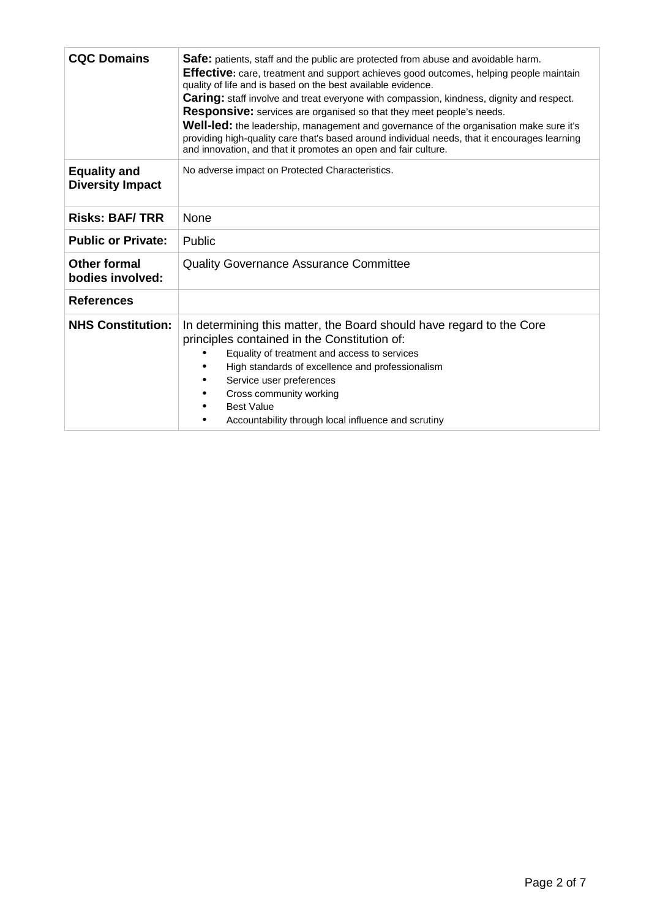| | |
|---|---|
| **CQC Domains** | **Safe:** patients, staff and the public are protected from abuse and avoidable harm.<br>**Effective:** care, treatment and support achieves good outcomes, helping people maintain quality of life and is based on the best available evidence.<br>**Caring:** staff involve and treat everyone with compassion, kindness, dignity and respect.<br>**Responsive:** services are organised so that they meet people's needs.<br>**Well-led:** the leadership, management and governance of the organisation make sure it's providing high-quality care that's based around individual needs, that it encourages learning and innovation, and that it promotes an open and fair culture. |
| **Equality and Diversity Impact** | No adverse impact on Protected Characteristics. |
| **Risks: BAF/ TRR** | None |
| **Public or Private:** | Public |
| **Other formal bodies involved:** | Quality Governance Assurance Committee |
| **References** | |
| **NHS Constitution:** | In determining this matter, the Board should have regard to the Core principles contained in the Constitution of:<br>• Equality of treatment and access to services<br>• High standards of excellence and professionalism<br>• Service user preferences<br>• Cross community working<br>• Best Value<br>• Accountability through local influence and scrutiny |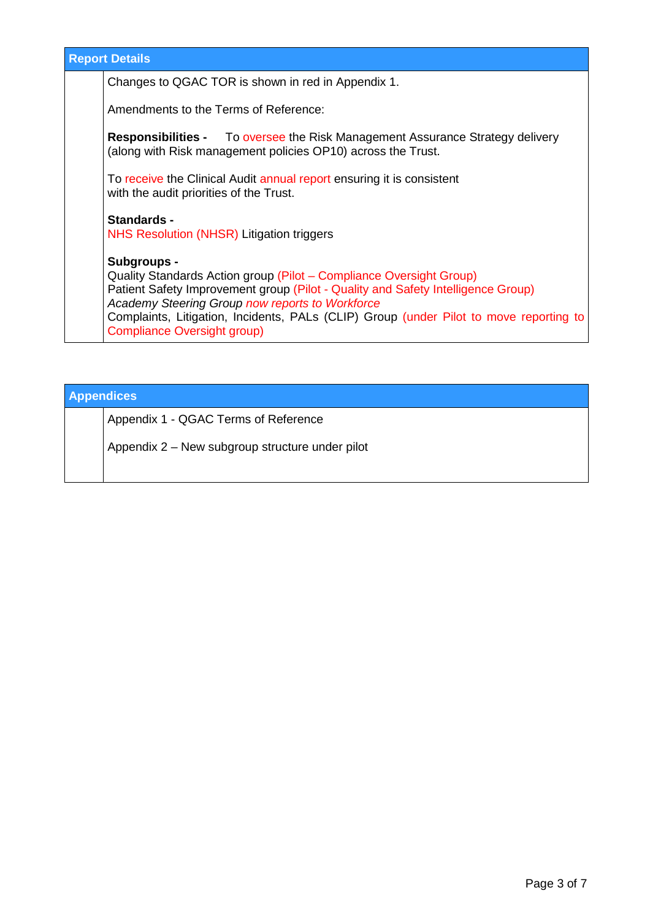## Report Details

Changes to QGAC TOR is shown in red in Appendix 1.

Amendments to the Terms of Reference:

**Responsibilities -** To oversee the Risk Management Assurance Strategy delivery (along with Risk management policies OP10) across the Trust.

To receive the Clinical Audit annual report ensuring it is consistent with the audit priorities of the Trust.

**Standards -**
NHS Resolution (NHSR) Litigation triggers

**Subgroups -**
Quality Standards Action group (Pilot – Compliance Oversight Group)
Patient Safety Improvement group (Pilot - Quality and Safety Intelligence Group)
*Academy Steering Group now reports to Workforce*
Complaints, Litigation, Incidents, PALs (CLIP) Group (under Pilot to move reporting to Compliance Oversight group)

## Appendices

Appendix 1 - QGAC Terms of Reference

Appendix 2 – New subgroup structure under pilot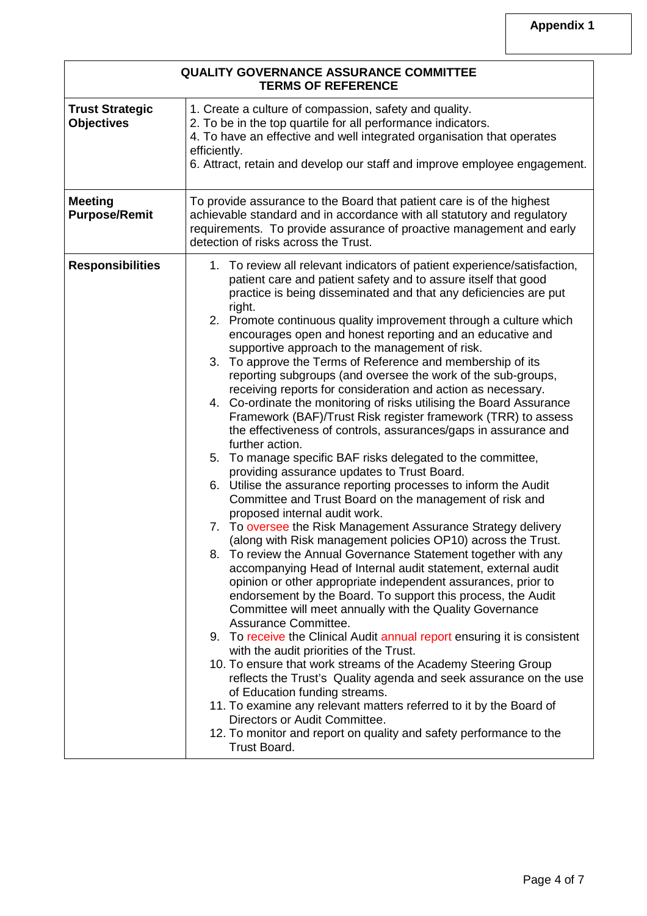Appendix 1

| QUALITY GOVERNANCE ASSURANCE COMMITTEE TERMS OF REFERENCE | |
|---|---|
| **Trust Strategic Objectives** | 1. Create a culture of compassion, safety and quality.<br>2. To be in the top quartile for all performance indicators.<br>4. To have an effective and well integrated organisation that operates efficiently.<br>6. Attract, retain and develop our staff and improve employee engagement. |
| **Meeting Purpose/Remit** | To provide assurance to the Board that patient care is of the highest achievable standard and in accordance with all statutory and regulatory requirements. To provide assurance of proactive management and early detection of risks across the Trust. |
| **Responsibilities** | 1. To review all relevant indicators of patient experience/satisfaction, patient care and patient safety and to assure itself that good practice is being disseminated and that any deficiencies are put right.<br>2. Promote continuous quality improvement through a culture which encourages open and honest reporting and an educative and supportive approach to the management of risk.<br>3. To approve the Terms of Reference and membership of its reporting subgroups (and oversee the work of the sub-groups, receiving reports for consideration and action as necessary.<br>4. Co-ordinate the monitoring of risks utilising the Board Assurance Framework (BAF)/Trust Risk register framework (TRR) to assess the effectiveness of controls, assurances/gaps in assurance and further action.<br>5. To manage specific BAF risks delegated to the committee, providing assurance updates to Trust Board.<br>6. Utilise the assurance reporting processes to inform the Audit Committee and Trust Board on the management of risk and proposed internal audit work.<br>7. To oversee the Risk Management Assurance Strategy delivery (along with Risk management policies OP10) across the Trust.<br>8. To review the Annual Governance Statement together with any accompanying Head of Internal audit statement, external audit opinion or other appropriate independent assurances, prior to endorsement by the Board. To support this process, the Audit Committee will meet annually with the Quality Governance Assurance Committee.<br>9. To receive the Clinical Audit annual report ensuring it is consistent with the audit priorities of the Trust.<br>10. To ensure that work streams of the Academy Steering Group reflects the Trust's Quality agenda and seek assurance on the use of Education funding streams.<br>11. To examine any relevant matters referred to it by the Board of Directors or Audit Committee.<br>12. To monitor and report on quality and safety performance to the Trust Board. |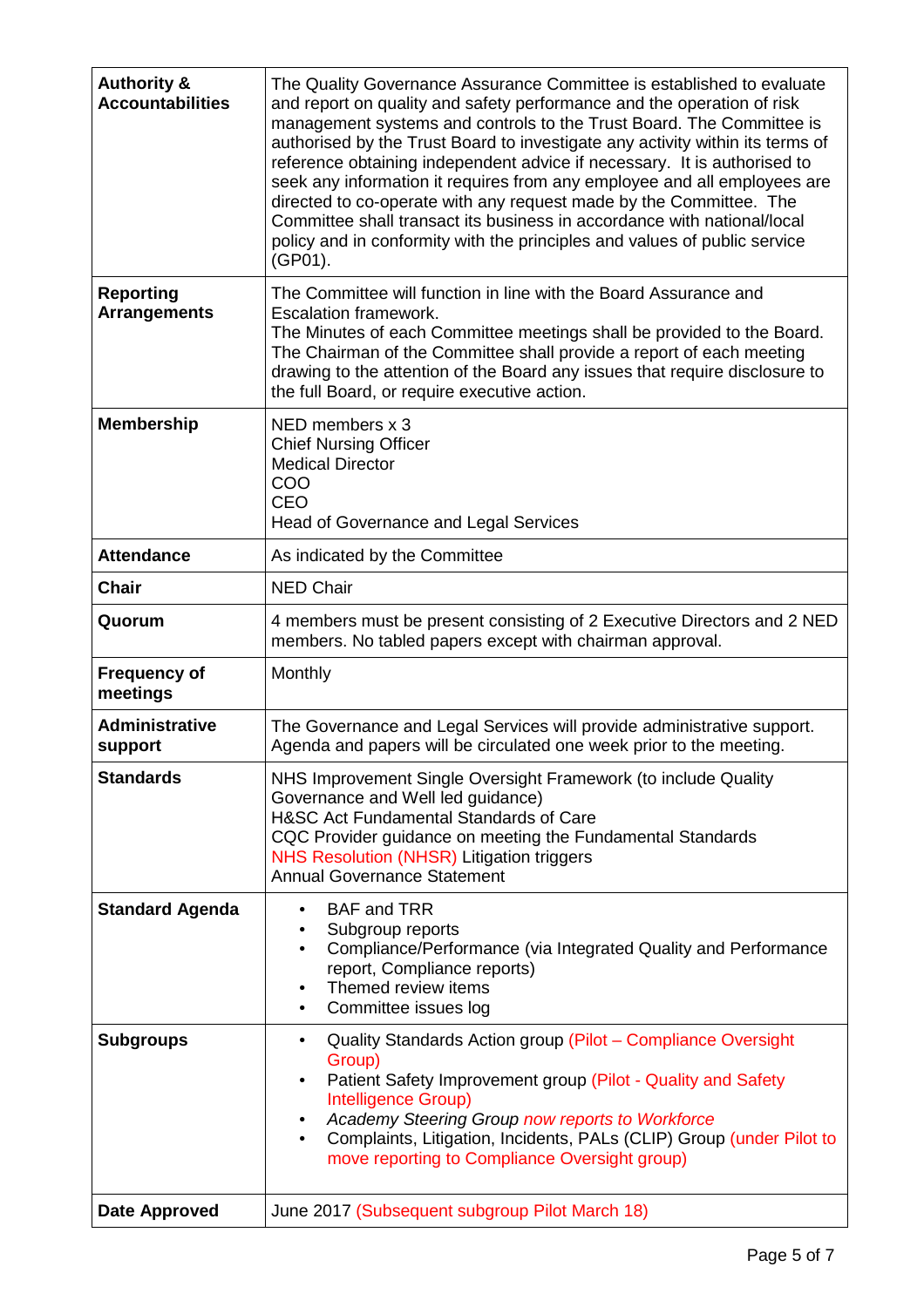| | |
|---|---|
| **Authority & Accountabilities** | The Quality Governance Assurance Committee is established to evaluate and report on quality and safety performance and the operation of risk management systems and controls to the Trust Board. The Committee is authorised by the Trust Board to investigate any activity within its terms of reference obtaining independent advice if necessary. It is authorised to seek any information it requires from any employee and all employees are directed to co-operate with any request made by the Committee. The Committee shall transact its business in accordance with national/local policy and in conformity with the principles and values of public service (GP01). |
| **Reporting Arrangements** | The Committee will function in line with the Board Assurance and Escalation framework.<br>The Minutes of each Committee meetings shall be provided to the Board. The Chairman of the Committee shall provide a report of each meeting drawing to the attention of the Board any issues that require disclosure to the full Board, or require executive action. |
| **Membership** | NED members x 3<br>Chief Nursing Officer<br>Medical Director<br>COO<br>CEO<br>Head of Governance and Legal Services |
| **Attendance** | As indicated by the Committee |
| **Chair** | NED Chair |
| **Quorum** | 4 members must be present consisting of 2 Executive Directors and 2 NED members. No tabled papers except with chairman approval. |
| **Frequency of meetings** | Monthly |
| **Administrative support** | The Governance and Legal Services will provide administrative support. Agenda and papers will be circulated one week prior to the meeting. |
| **Standards** | NHS Improvement Single Oversight Framework (to include Quality Governance and Well led guidance)<br>H&SC Act Fundamental Standards of Care<br>CQC Provider guidance on meeting the Fundamental Standards<br>NHS Resolution (NHSR) Litigation triggers<br>Annual Governance Statement |
| **Standard Agenda** | • BAF and TRR<br>• Subgroup reports<br>• Compliance/Performance (via Integrated Quality and Performance report, Compliance reports)<br>• Themed review items<br>• Committee issues log |
| **Subgroups** | • Quality Standards Action group (Pilot – Compliance Oversight Group)<br>• Patient Safety Improvement group (Pilot - Quality and Safety Intelligence Group)<br>• *Academy Steering Group now reports to Workforce*<br>• Complaints, Litigation, Incidents, PALs (CLIP) Group (under Pilot to move reporting to Compliance Oversight group) |
| **Date Approved** | June 2017 (Subsequent subgroup Pilot March 18) |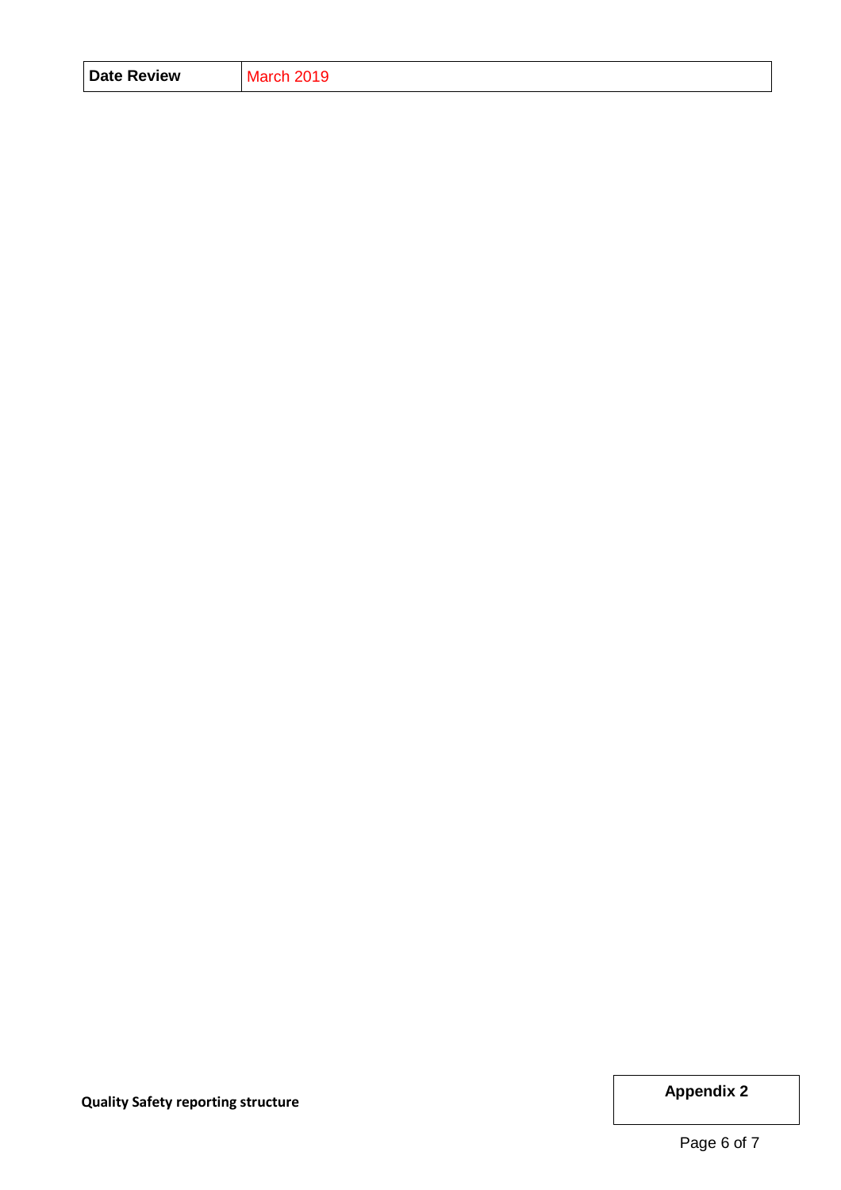| Date Review | March 2019 |
| --- | --- |

**Quality Safety reporting structure**

**Appendix 2**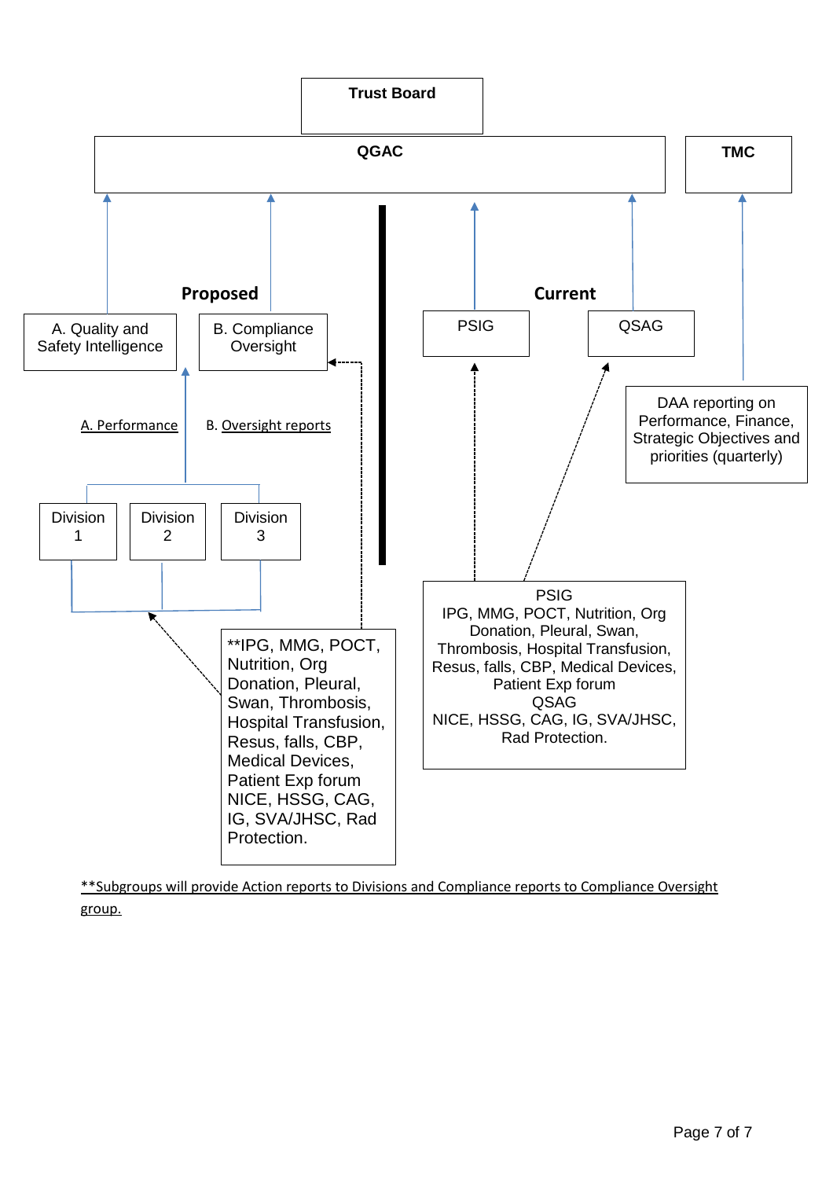Trust Board

QGAC

TMC

Proposed

Current

A. Quality and Safety Intelligence

B. Compliance Oversight

PSIG

QSAG

DAA reporting on Performance, Finance, Strategic Objectives and priorities (quarterly)

A. Performance

B. Oversight reports

Division 1

Division 2

Division 3

**IPG, MMG, POCT, Nutrition, Org Donation, Pleural, Swan, Thrombosis, Hospital Transfusion, Resus, falls, CBP, Medical Devices, Patient Exp forum NICE, HSSG, CAG, IG, SVA/JHSC, Rad Protection.

PSIG
IPG, MMG, POCT, Nutrition, Org Donation, Pleural, Swan, Thrombosis, Hospital Transfusion, Resus, falls, CBP, Medical Devices, Patient Exp forum
QSAG
NICE, HSSG, CAG, IG, SVA/JHSC, Rad Protection.

**Subgroups will provide Action reports to Divisions and Compliance reports to Compliance Oversight group.